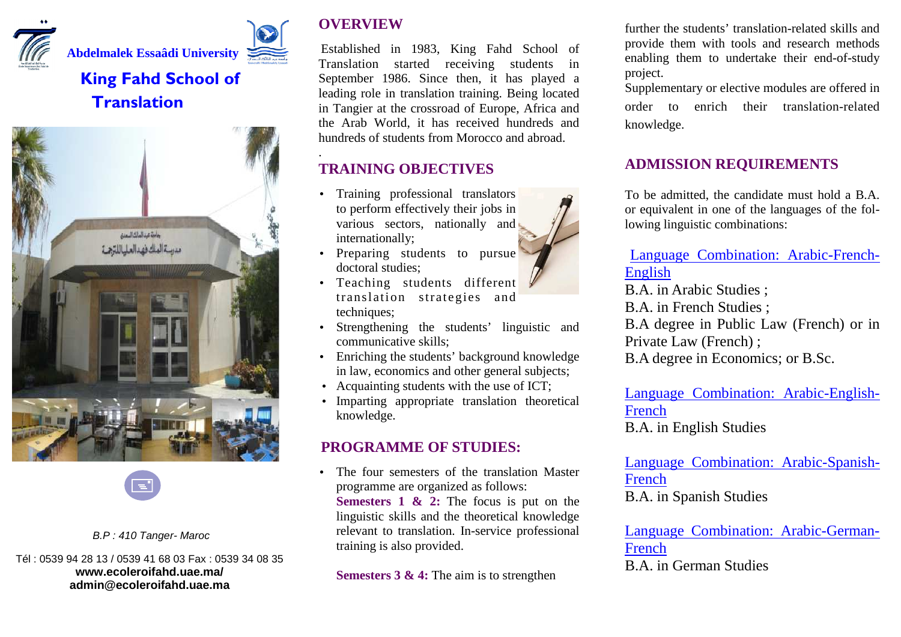**Abdelmalek Essaâdi University**

# King Fahd School of Translation

*B.P : 410 Tanger- Maroc*

Tél : 0539 94 28 13 / 0539 41 68 03 Fax : 0539 34 08 35
**www.ecoleroifahd.uae.ma/**
**admin@ecoleroifahd.uae.ma**

## OVERVIEW

Established in 1983, King Fahd School of Translation started receiving students in September 1986. Since then, it has played a leading role in translation training. Being located in Tangier at the crossroad of Europe, Africa and the Arab World, it has received hundreds and hundreds of students from Morocco and abroad.

## TRAINING OBJECTIVES

- Training professional translators to perform effectively their jobs in various sectors, nationally and internationally;
- Preparing students to pursue doctoral studies;
- Teaching students different translation strategies and techniques;
- Strengthening the students' linguistic and communicative skills;
- Enriching the students' background knowledge in law, economics and other general subjects;
- Acquainting students with the use of ICT;
- Imparting appropriate translation theoretical knowledge.

## PROGRAMME OF STUDIES:

- The four semesters of the translation Master programme are organized as follows:
  **Semesters 1 & 2:** The focus is put on the linguistic skills and the theoretical knowledge relevant to translation. In-service professional training is also provided.

  **Semesters 3 & 4:** The aim is to strengthen further the students' translation-related skills and provide them with tools and research methods enabling them to undertake their end-of-study project.

Supplementary or elective modules are offered in order to enrich their translation-related knowledge.

## ADMISSION REQUIREMENTS

To be admitted, the candidate must hold a B.A. or equivalent in one of the languages of the following linguistic combinations:

Language Combination: Arabic-French-English
B.A. in Arabic Studies ;
B.A. in French Studies ;
B.A degree in Public Law (French) or in Private Law (French) ;
B.A degree in Economics; or B.Sc.

Language Combination: Arabic-English-French
B.A. in English Studies

Language Combination: Arabic-Spanish-French
B.A. in Spanish Studies

Language Combination: Arabic-German-French
B.A. in German Studies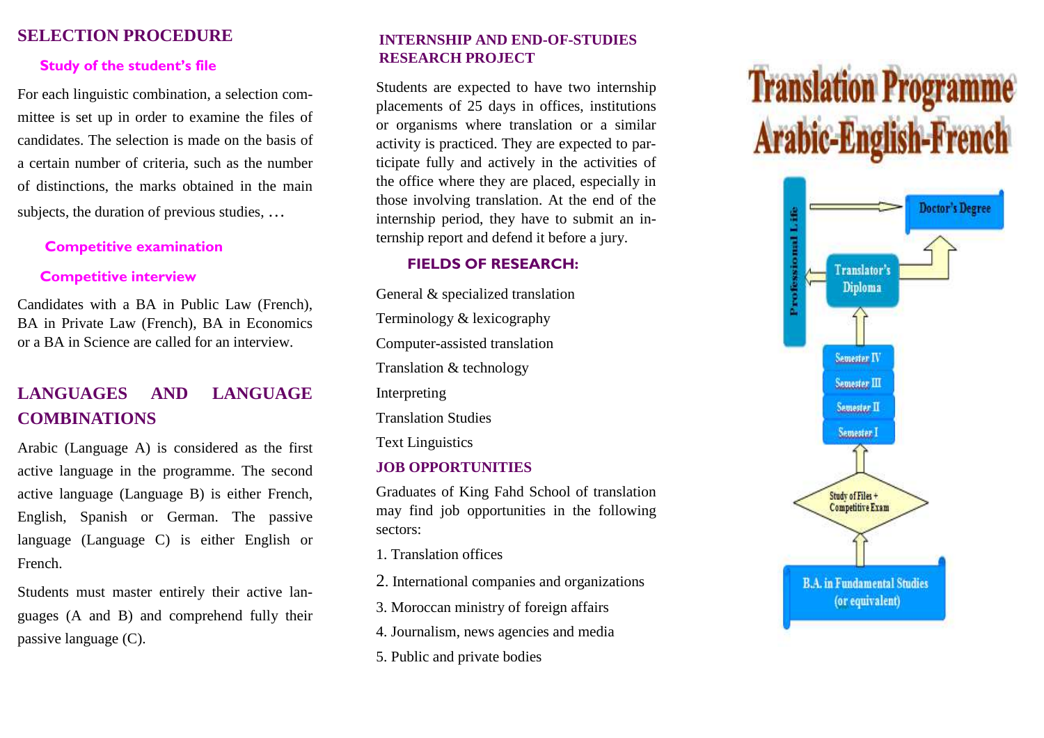## SELECTION PROCEDURE

### Study of the student's file

For each linguistic combination, a selection committee is set up in order to examine the files of candidates. The selection is made on the basis of a certain number of criteria, such as the number of distinctions, the marks obtained in the main subjects, the duration of previous studies, …

### Competitive examination

### Competitive interview

Candidates with a BA in Public Law (French), BA in Private Law (French), BA in Economics or a BA in Science are called for an interview.

## LANGUAGES AND LANGUAGE COMBINATIONS

Arabic (Language A) is considered as the first active language in the programme. The second active language (Language B) is either French, English, Spanish or German. The passive language (Language C) is either English or French.

Students must master entirely their active languages (A and B) and comprehend fully their passive language (C).

## INTERNSHIP AND END-OF-STUDIES RESEARCH PROJECT

Students are expected to have two internship placements of 25 days in offices, institutions or organisms where translation or a similar activity is practiced. They are expected to participate fully and actively in the activities of the office where they are placed, especially in those involving translation. At the end of the internship period, they have to submit an internship report and defend it before a jury.

### FIELDS OF RESEARCH:

General & specialized translation

Terminology & lexicography

Computer-assisted translation

Translation & technology

Interpreting

Translation Studies

Text Linguistics

## JOB OPPORTUNITIES

Graduates of King Fahd School of translation may find job opportunities in the following sectors:

1. Translation offices
2. International companies and organizations
3. Moroccan ministry of foreign affairs
4. Journalism, news agencies and media
5. Public and private bodies

# Translation Programme Arabic-English-French

Professional Life

Doctor's Degree

Translator's Diploma

Semester IV

Semester III

Semester II

Semester I

Study of Files + Competitive Exam

B.A. in Fundamental Studies (or equivalent)